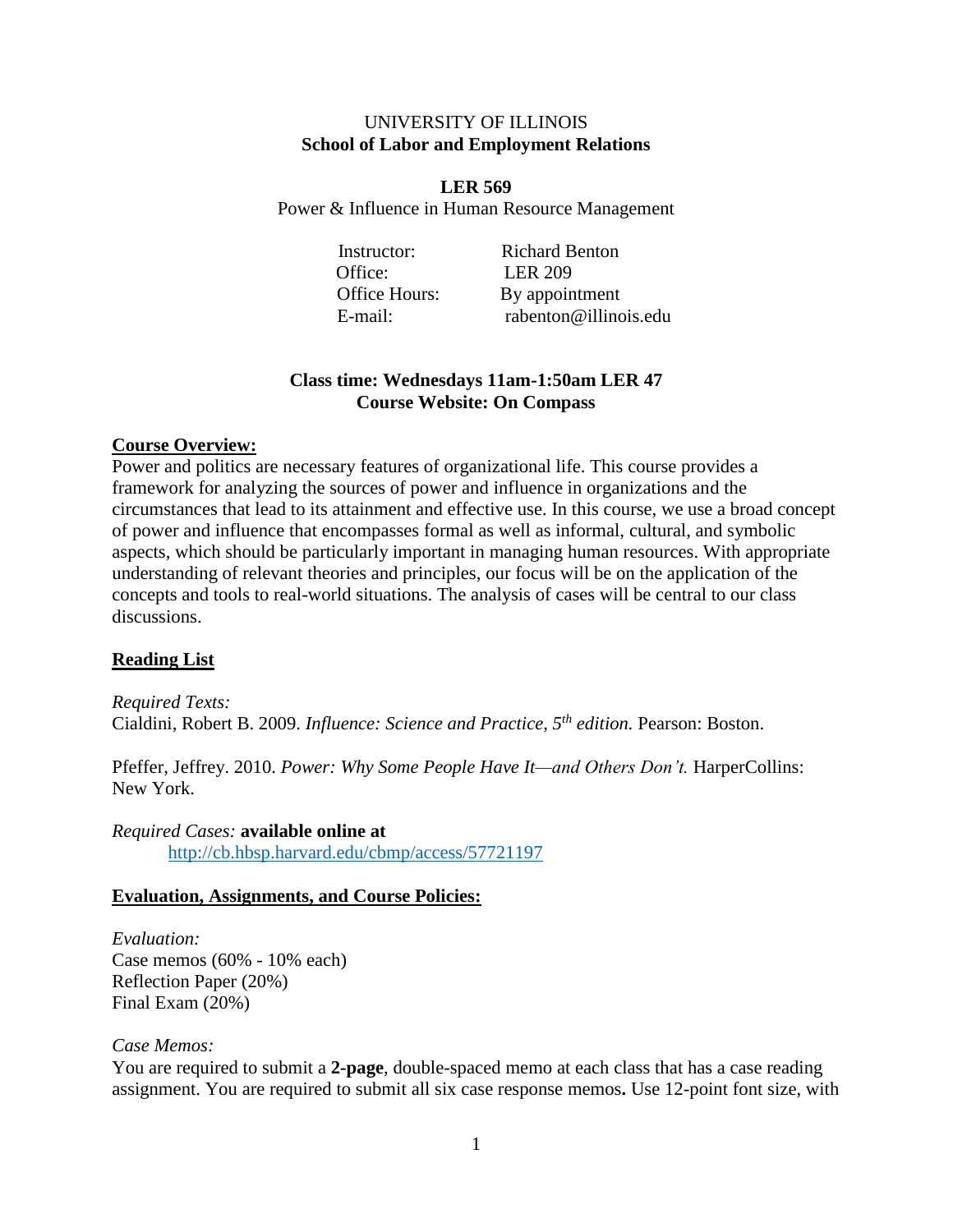UNIVERSITY OF ILLINOIS
**School of Labor and Employment Relations**

**LER 569**
Power & Influence in Human Resource Management

Instructor: Richard Benton
Office: LER 209
Office Hours: By appointment
E-mail: rabenton@illinois.edu

**Class time: Wednesdays 11am-1:50am LER 47**
**Course Website: On Compass**

## Course Overview:

Power and politics are necessary features of organizational life. This course provides a framework for analyzing the sources of power and influence in organizations and the circumstances that lead to its attainment and effective use. In this course, we use a broad concept of power and influence that encompasses formal as well as informal, cultural, and symbolic aspects, which should be particularly important in managing human resources. With appropriate understanding of relevant theories and principles, our focus will be on the application of the concepts and tools to real-world situations. The analysis of cases will be central to our class discussions.

## Reading List

*Required Texts:*
Cialdini, Robert B. 2009. *Influence: Science and Practice, 5th edition.* Pearson: Boston.

Pfeffer, Jeffrey. 2010. *Power: Why Some People Have It—and Others Don't.* HarperCollins: New York.

*Required Cases:* **available online at**
http://cb.hbsp.harvard.edu/cbmp/access/57721197

## Evaluation, Assignments, and Course Policies:

*Evaluation:*
Case memos (60% - 10% each)
Reflection Paper (20%)
Final Exam (20%)

*Case Memos:*
You are required to submit a **2-page**, double-spaced memo at each class that has a case reading assignment. You are required to submit all six case response memos**.** Use 12-point font size, with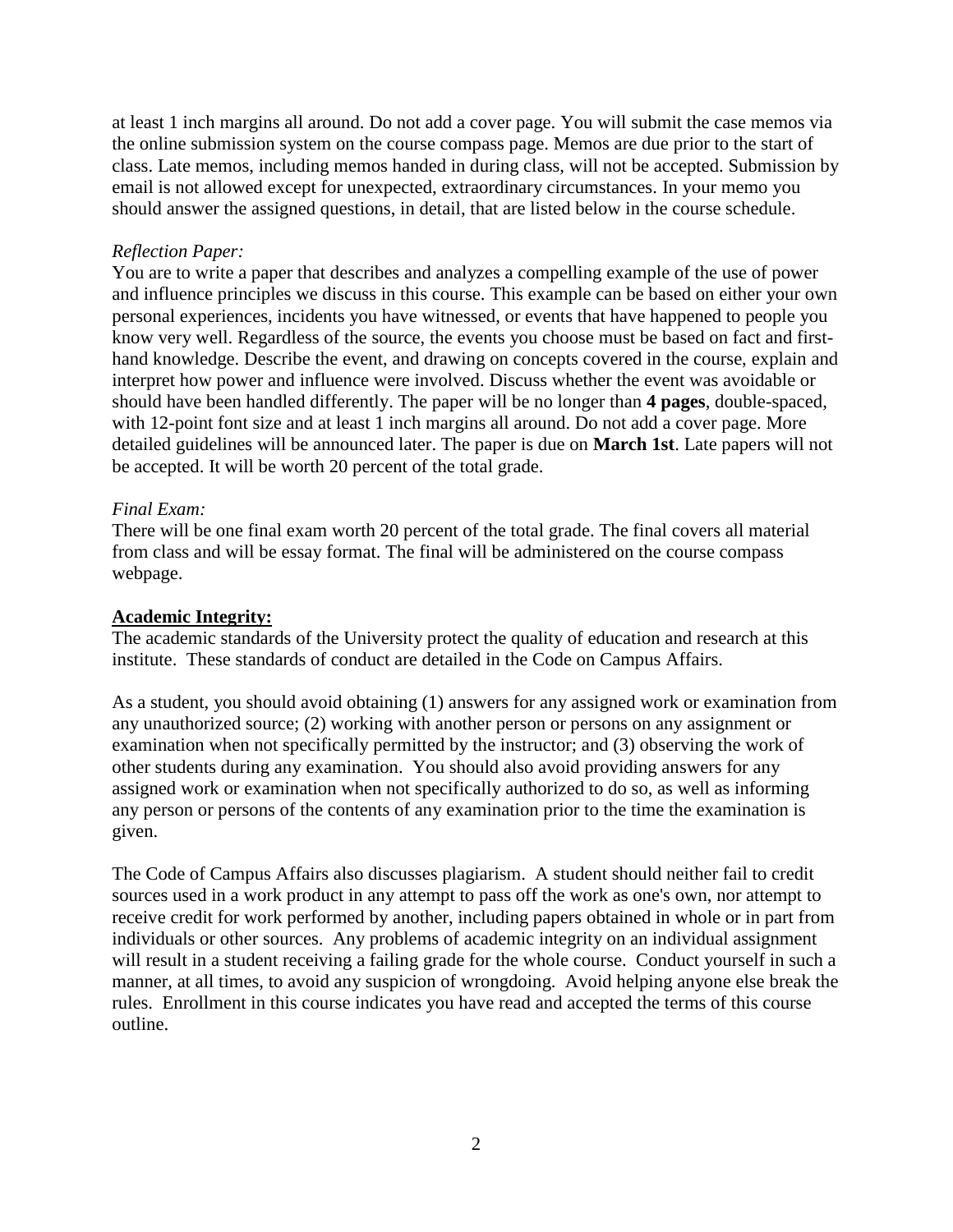at least 1 inch margins all around. Do not add a cover page. You will submit the case memos via the online submission system on the course compass page. Memos are due prior to the start of class. Late memos, including memos handed in during class, will not be accepted. Submission by email is not allowed except for unexpected, extraordinary circumstances. In your memo you should answer the assigned questions, in detail, that are listed below in the course schedule.

*Reflection Paper:*

You are to write a paper that describes and analyzes a compelling example of the use of power and influence principles we discuss in this course. This example can be based on either your own personal experiences, incidents you have witnessed, or events that have happened to people you know very well. Regardless of the source, the events you choose must be based on fact and first-hand knowledge. Describe the event, and drawing on concepts covered in the course, explain and interpret how power and influence were involved. Discuss whether the event was avoidable or should have been handled differently. The paper will be no longer than **4 pages**, double-spaced, with 12-point font size and at least 1 inch margins all around. Do not add a cover page. More detailed guidelines will be announced later. The paper is due on **March 1st**. Late papers will not be accepted. It will be worth 20 percent of the total grade.

*Final Exam:*

There will be one final exam worth 20 percent of the total grade. The final covers all material from class and will be essay format. The final will be administered on the course compass webpage.

## Academic Integrity:

The academic standards of the University protect the quality of education and research at this institute. These standards of conduct are detailed in the Code on Campus Affairs.

As a student, you should avoid obtaining (1) answers for any assigned work or examination from any unauthorized source; (2) working with another person or persons on any assignment or examination when not specifically permitted by the instructor; and (3) observing the work of other students during any examination. You should also avoid providing answers for any assigned work or examination when not specifically authorized to do so, as well as informing any person or persons of the contents of any examination prior to the time the examination is given.

The Code of Campus Affairs also discusses plagiarism. A student should neither fail to credit sources used in a work product in any attempt to pass off the work as one's own, nor attempt to receive credit for work performed by another, including papers obtained in whole or in part from individuals or other sources. Any problems of academic integrity on an individual assignment will result in a student receiving a failing grade for the whole course. Conduct yourself in such a manner, at all times, to avoid any suspicion of wrongdoing. Avoid helping anyone else break the rules. Enrollment in this course indicates you have read and accepted the terms of this course outline.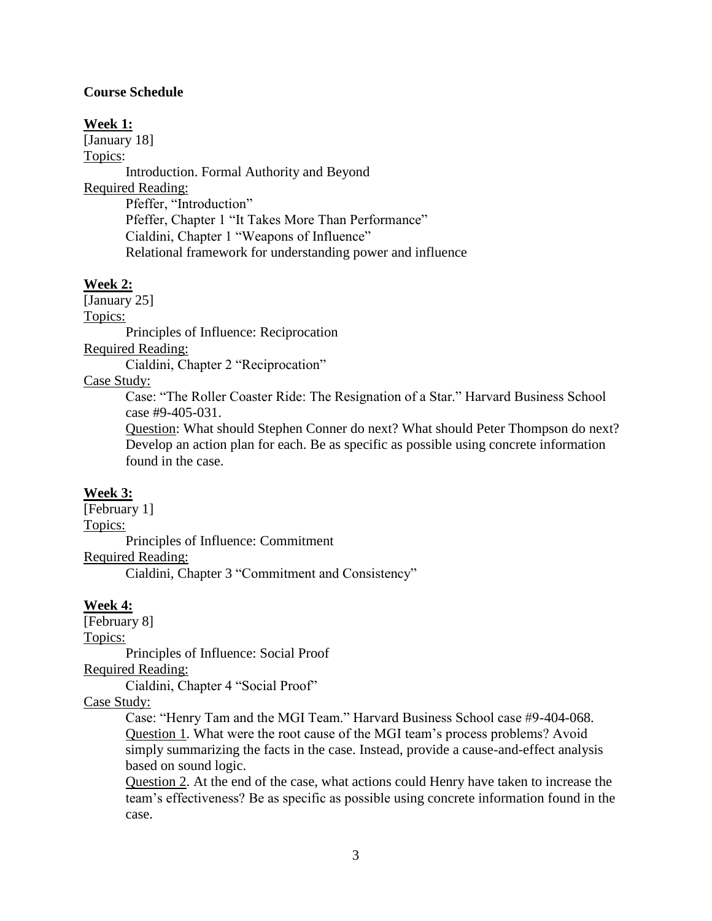**Course Schedule**

**Week 1:**

[January 18]

Topics:

Introduction. Formal Authority and Beyond

Required Reading:

Pfeffer, "Introduction"

Pfeffer, Chapter 1 "It Takes More Than Performance"

Cialdini, Chapter 1 "Weapons of Influence"

Relational framework for understanding power and influence

**Week 2:**

[January 25]

Topics:

Principles of Influence: Reciprocation

Required Reading:

Cialdini, Chapter 2 "Reciprocation"

Case Study:

Case: "The Roller Coaster Ride: The Resignation of a Star." Harvard Business School case #9-405-031.

Question: What should Stephen Conner do next? What should Peter Thompson do next? Develop an action plan for each. Be as specific as possible using concrete information found in the case.

**Week 3:**

[February 1]

Topics:

Principles of Influence: Commitment

Required Reading:

Cialdini, Chapter 3 "Commitment and Consistency"

**Week 4:**

[February 8]

Topics:

Principles of Influence: Social Proof

Required Reading:

Cialdini, Chapter 4 "Social Proof"

Case Study:

Case: "Henry Tam and the MGI Team." Harvard Business School case #9-404-068.

Question 1. What were the root cause of the MGI team's process problems? Avoid simply summarizing the facts in the case. Instead, provide a cause-and-effect analysis based on sound logic.

Question 2. At the end of the case, what actions could Henry have taken to increase the team's effectiveness? Be as specific as possible using concrete information found in the case.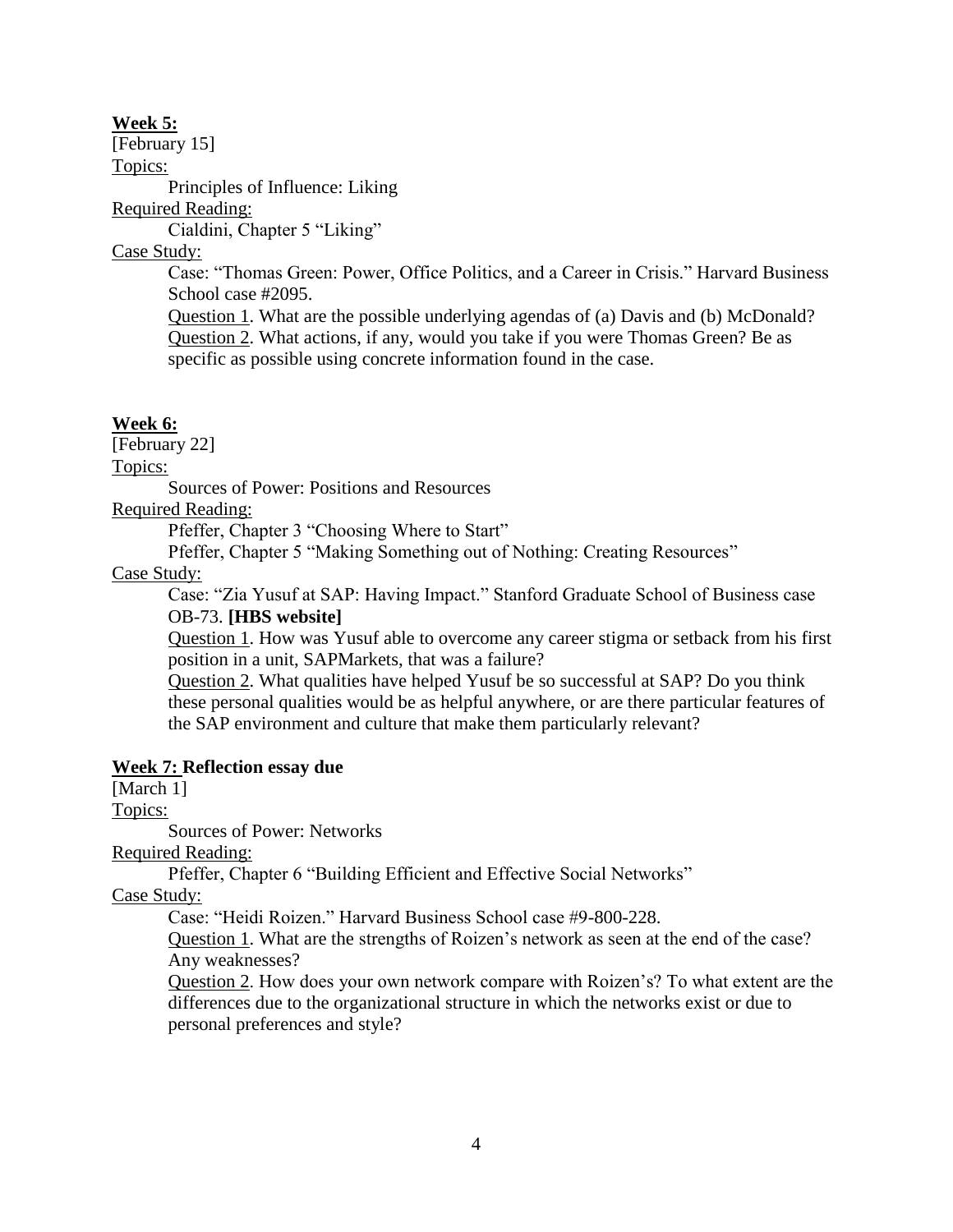**Week 5:**

[February 15]

Topics:

Principles of Influence: Liking

Required Reading:

Cialdini, Chapter 5 "Liking"

Case Study:

Case: "Thomas Green: Power, Office Politics, and a Career in Crisis." Harvard Business School case #2095.

Question 1. What are the possible underlying agendas of (a) Davis and (b) McDonald?

Question 2. What actions, if any, would you take if you were Thomas Green? Be as specific as possible using concrete information found in the case.

**Week 6:**

[February 22]

Topics:

Sources of Power: Positions and Resources

Required Reading:

Pfeffer, Chapter 3 "Choosing Where to Start"

Pfeffer, Chapter 5 "Making Something out of Nothing: Creating Resources"

Case Study:

Case: "Zia Yusuf at SAP: Having Impact." Stanford Graduate School of Business case OB-73. **[HBS website]**

Question 1. How was Yusuf able to overcome any career stigma or setback from his first position in a unit, SAPMarkets, that was a failure?

Question 2. What qualities have helped Yusuf be so successful at SAP? Do you think these personal qualities would be as helpful anywhere, or are there particular features of the SAP environment and culture that make them particularly relevant?

**Week 7: Reflection essay due**

[March 1]

Topics:

Sources of Power: Networks

Required Reading:

Pfeffer, Chapter 6 "Building Efficient and Effective Social Networks"

Case Study:

Case: "Heidi Roizen." Harvard Business School case #9-800-228.

Question 1. What are the strengths of Roizen's network as seen at the end of the case? Any weaknesses?

Question 2. How does your own network compare with Roizen's? To what extent are the differences due to the organizational structure in which the networks exist or due to personal preferences and style?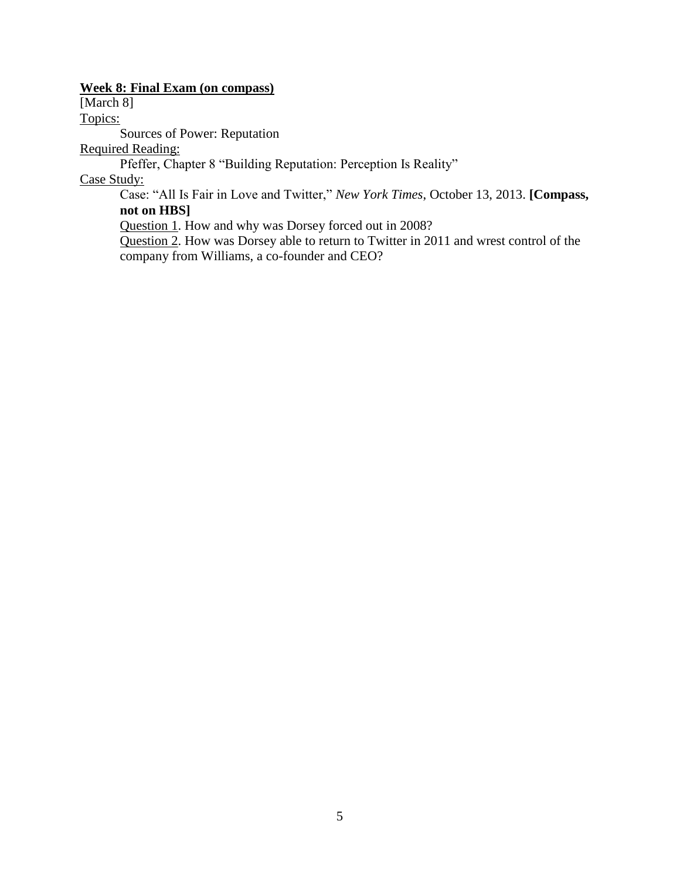**<u>Week 8: Final Exam (on compass)</u>**

[March 8]

<u>Topics:</u>

Sources of Power: Reputation

<u>Required Reading:</u>

Pfeffer, Chapter 8 "Building Reputation: Perception Is Reality"

<u>Case Study:</u>

Case: "All Is Fair in Love and Twitter," *New York Times*, October 13, 2013. **[Compass, not on HBS]**

<u>Question 1</u>. How and why was Dorsey forced out in 2008?

<u>Question 2</u>. How was Dorsey able to return to Twitter in 2011 and wrest control of the company from Williams, a co-founder and CEO?